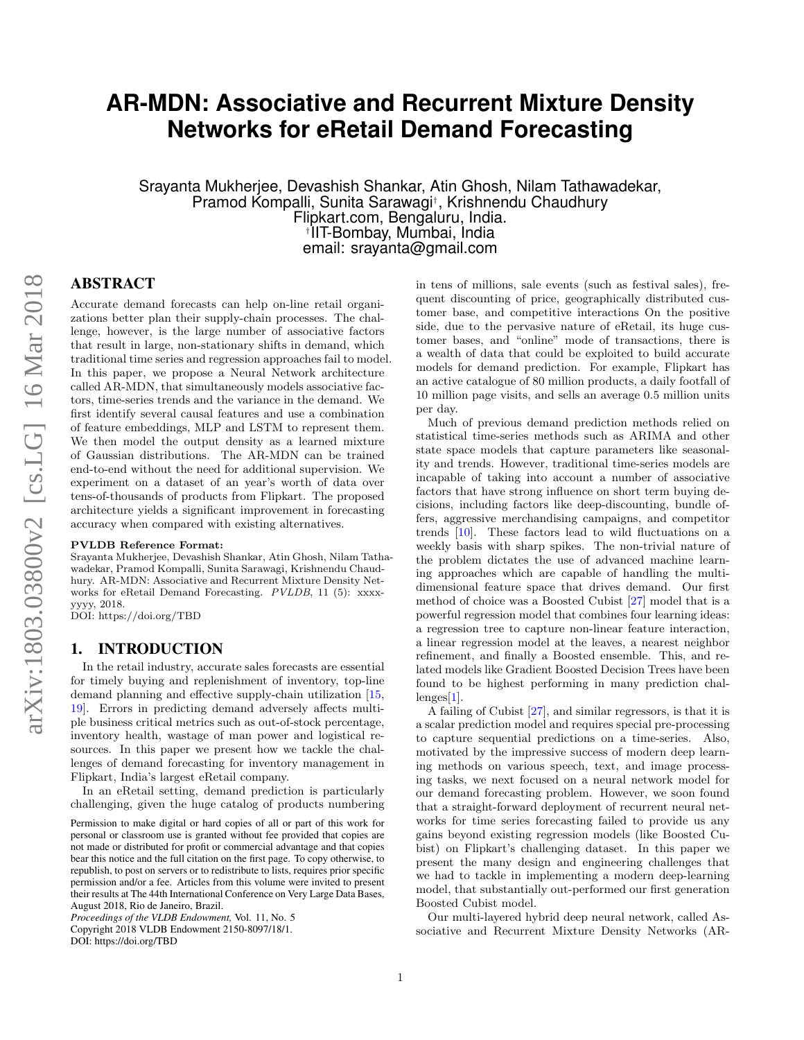# AR-MDN: Associative and Recurrent Mixture Density Networks for eRetail Demand Forecasting

Srayanta Mukherjee, Devashish Shankar, Atin Ghosh, Nilam Tathawadekar, Pramod Kompalli, Sunita Sarawagi[†], Krishnendu Chaudhury
Flipkart.com, Bengaluru, India.
[†]IIT-Bombay, Mumbai, India
email: srayanta@gmail.com

## ABSTRACT

Accurate demand forecasts can help on-line retail organizations better plan their supply-chain processes. The challenge, however, is the large number of associative factors that result in large, non-stationary shifts in demand, which traditional time series and regression approaches fail to model. In this paper, we propose a Neural Network architecture called AR-MDN, that simultaneously models associative factors, time-series trends and the variance in the demand. We first identify several causal features and use a combination of feature embeddings, MLP and LSTM to represent them. We then model the output density as a learned mixture of Gaussian distributions. The AR-MDN can be trained end-to-end without the need for additional supervision. We experiment on a dataset of an year's worth of data over tens-of-thousands of products from Flipkart. The proposed architecture yields a significant improvement in forecasting accuracy when compared with existing alternatives.

**PVLDB Reference Format:**
Srayanta Mukherjee, Devashish Shankar, Atin Ghosh, Nilam Tathawadekar, Pramod Kompalli, Sunita Sarawagi, Krishnendu Chaudhury. AR-MDN: Associative and Recurrent Mixture Density Networks for eRetail Demand Forecasting. *PVLDB*, 11 (5): xxxx-yyyy, 2018.
DOI: https://doi.org/TBD

## 1. INTRODUCTION

In the retail industry, accurate sales forecasts are essential for timely buying and replenishment of inventory, top-line demand planning and effective supply-chain utilization [15, 19]. Errors in predicting demand adversely affects multiple business critical metrics such as out-of-stock percentage, inventory health, wastage of man power and logistical resources. In this paper we present how we tackle the challenges of demand forecasting for inventory management in Flipkart, India's largest eRetail company.

In an eRetail setting, demand prediction is particularly challenging, given the huge catalog of products numbering in tens of millions, sale events (such as festival sales), frequent discounting of price, geographically distributed customer base, and competitive interactions On the positive side, due to the pervasive nature of eRetail, its huge customer bases, and "online" mode of transactions, there is a wealth of data that could be exploited to build accurate models for demand prediction. For example, Flipkart has an active catalogue of 80 million products, a daily footfall of 10 million page visits, and sells an average 0.5 million units per day.

Much of previous demand prediction methods relied on statistical time-series methods such as ARIMA and other state space models that capture parameters like seasonality and trends. However, traditional time-series models are incapable of taking into account a number of associative factors that have strong influence on short term buying decisions, including factors like deep-discounting, bundle offers, aggressive merchandising campaigns, and competitor trends [10]. These factors lead to wild fluctuations on a weekly basis with sharp spikes. The non-trivial nature of the problem dictates the use of advanced machine learning approaches which are capable of handling the multi-dimensional feature space that drives demand. Our first method of choice was a Boosted Cubist [27] model that is a powerful regression model that combines four learning ideas: a regression tree to capture non-linear feature interaction, a linear regression model at the leaves, a nearest neighbor refinement, and finally a Boosted ensemble. This, and related models like Gradient Boosted Decision Trees have been found to be highest performing in many prediction challenges[1].

A failing of Cubist [27], and similar regressors, is that it is a scalar prediction model and requires special pre-processing to capture sequential predictions on a time-series. Also, motivated by the impressive success of modern deep learning methods on various speech, text, and image processing tasks, we next focused on a neural network model for our demand forecasting problem. However, we soon found that a straight-forward deployment of recurrent neural networks for time series forecasting failed to provide us any gains beyond existing regression models (like Boosted Cubist) on Flipkart's challenging dataset. In this paper we present the many design and engineering challenges that we had to tackle in implementing a modern deep-learning model, that substantially out-performed our first generation Boosted Cubist model.

Our multi-layered hybrid deep neural network, called Associative and Recurrent Mixture Density Networks (AR-

Permission to make digital or hard copies of all or part of this work for personal or classroom use is granted without fee provided that copies are not made or distributed for profit or commercial advantage and that copies bear this notice and the full citation on the first page. To copy otherwise, to republish, to post on servers or to redistribute to lists, requires prior specific permission and/or a fee. Articles from this volume were invited to present their results at The 44th International Conference on Very Large Data Bases, August 2018, Rio de Janeiro, Brazil.
*Proceedings of the VLDB Endowment,* Vol. 11, No. 5
Copyright 2018 VLDB Endowment 2150-8097/18/1.
DOI: https://doi.org/TBD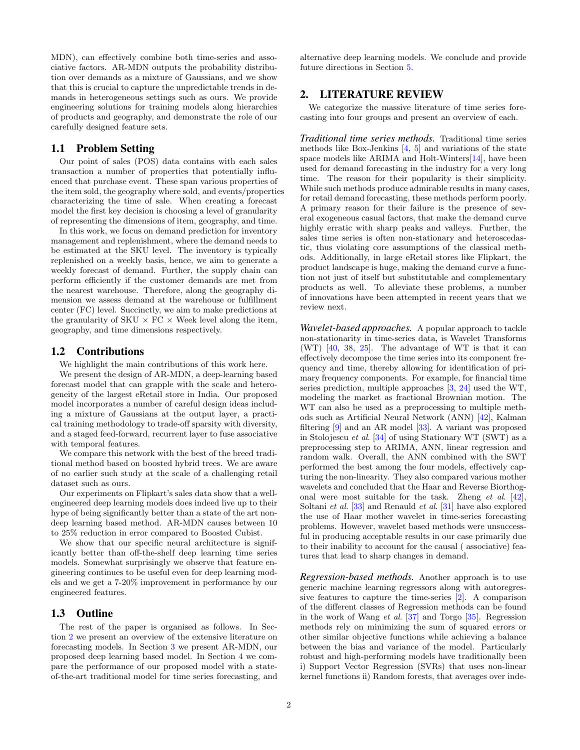MDN), can effectively combine both time-series and associative factors. AR-MDN outputs the probability distribution over demands as a mixture of Gaussians, and we show that this is crucial to capture the unpredictable trends in demands in heterogeneous settings such as ours. We provide engineering solutions for training models along hierarchies of products and geography, and demonstrate the role of our carefully designed feature sets.

## 1.1 Problem Setting

Our point of sales (POS) data contains with each sales transaction a number of properties that potentially influenced that purchase event. These span various properties of the item sold, the geography where sold, and events/properties characterizing the time of sale. When creating a forecast model the first key decision is choosing a level of granularity of representing the dimensions of item, geography, and time.

In this work, we focus on demand prediction for inventory management and replenishment, where the demand needs to be estimated at the SKU level. The inventory is typically replenished on a weekly basis, hence, we aim to generate a weekly forecast of demand. Further, the supply chain can perform efficiently if the customer demands are met from the nearest warehouse. Therefore, along the geography dimension we assess demand at the warehouse or fulfillment center (FC) level. Succinctly, we aim to make predictions at the granularity of SKU × FC × Week level along the item, geography, and time dimensions respectively.

## 1.2 Contributions

We highlight the main contributions of this work here.

We present the design of AR-MDN, a deep-learning based forecast model that can grapple with the scale and heterogeneity of the largest eRetail store in India. Our proposed model incorporates a number of careful design ideas including a mixture of Gaussians at the output layer, a practical training methodology to trade-off sparsity with diversity, and a staged feed-forward, recurrent layer to fuse associative with temporal features.

We compare this network with the best of the breed traditional method based on boosted hybrid trees. We are aware of no earlier such study at the scale of a challenging retail dataset such as ours.

Our experiments on Flipkart's sales data show that a well-engineered deep learning models does indeed live up to their hype of being significantly better than a state of the art non-deep learning based method. AR-MDN causes between 10 to 25% reduction in error compared to Boosted Cubist.

We show that our specific neural architecture is significantly better than off-the-shelf deep learning time series models. Somewhat surprisingly we observe that feature engineering continues to be useful even for deep learning models and we get a 7-20% improvement in performance by our engineered features.

## 1.3 Outline

The rest of the paper is organised as follows. In Section 2 we present an overview of the extensive literature on forecasting models. In Section 3 we present AR-MDN, our proposed deep learning based model. In Section 4 we compare the performance of our proposed model with a state-of-the-art traditional model for time series forecasting, and alternative deep learning models. We conclude and provide future directions in Section 5.

# 2. LITERATURE REVIEW

We categorize the massive literature of time series forecasting into four groups and present an overview of each.

***Traditional time series methods.*** Traditional time series methods like Box-Jenkins [4, 5] and variations of the state space models like ARIMA and Holt-Winters[14], have been used for demand forecasting in the industry for a very long time. The reason for their popularity is their simplicity. While such methods produce admirable results in many cases, for retail demand forecasting, these methods perform poorly. A primary reason for their failure is the presence of several exogeneous casual factors, that make the demand curve highly erratic with sharp peaks and valleys. Further, the sales time series is often non-stationary and heteroscedastic, thus violating core assumptions of the classical methods. Additionally, in large eRetail stores like Flipkart, the product landscape is huge, making the demand curve a function not just of itself but substitutable and complementary products as well. To alleviate these problems, a number of innovations have been attempted in recent years that we review next.

***Wavelet-based approaches.*** A popular approach to tackle non-stationarity in time-series data, is Wavelet Transforms (WT) [40, 38, 25]. The advantage of WT is that it can effectively decompose the time series into its component frequency and time, thereby allowing for identification of primary frequency components. For example, for financial time series prediction, multiple approaches [3, 24] used the WT, modeling the market as fractional Brownian motion. The WT can also be used as a preprocessing to multiple methods such as Artificial Neural Network (ANN) [42], Kalman filtering [9] and an AR model [33]. A variant was proposed in Stolojescu *et al.* [34] of using Stationary WT (SWT) as a preprocessing step to ARIMA, ANN, linear regression and random walk. Overall, the ANN combined with the SWT performed the best among the four models, effectively capturing the non-linearity. They also compared various mother wavelets and concluded that the Haar and Reverse Biorthogonal were most suitable for the task. Zheng *et al.* [42], Soltani *et al.* [33] and Renauld *et al.* [31] have also explored the use of Haar mother wavelet in time-series forecasting problems. However, wavelet based methods were unsuccessful in producing acceptable results in our case primarily due to their inability to account for the causal ( associative) features that lead to sharp changes in demand.

***Regression-based methods.*** Another approach is to use generic machine learning regressors along with autoregressive features to capture the time-series [2]. A comparison of the different classes of Regression methods can be found in the work of Wang *et al.* [37] and Torgo [35]. Regression methods rely on minimizing the sum of squared errors or other similar objective functions while achieving a balance between the bias and variance of the model. Particularly robust and high-performing models have traditionally been i) Support Vector Regression (SVRs) that uses non-linear kernel functions ii) Random forests, that averages over inde-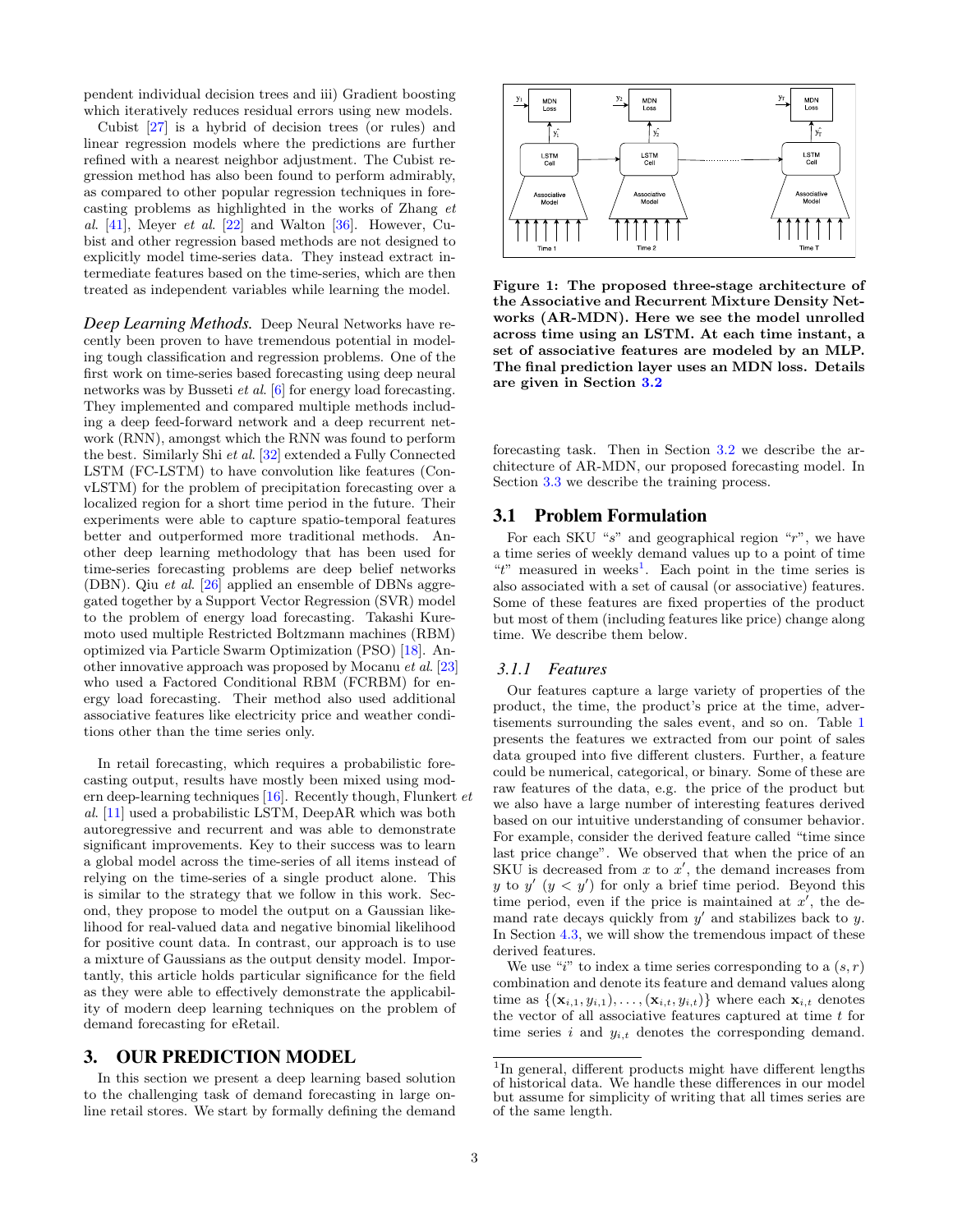pendent individual decision trees and iii) Gradient boosting which iteratively reduces residual errors using new models.

Cubist [27] is a hybrid of decision trees (or rules) and linear regression models where the predictions are further refined with a nearest neighbor adjustment. The Cubist regression method has also been found to perform admirably, as compared to other popular regression techniques in forecasting problems as highlighted in the works of Zhang *et al*. [41], Meyer *et al*. [22] and Walton [36]. However, Cubist and other regression based methods are not designed to explicitly model time-series data. They instead extract intermediate features based on the time-series, which are then treated as independent variables while learning the model.

*Deep Learning Methods.* Deep Neural Networks have recently been proven to have tremendous potential in modeling tough classification and regression problems. One of the first work on time-series based forecasting using deep neural networks was by Busseti *et al*. [6] for energy load forecasting. They implemented and compared multiple methods including a deep feed-forward network and a deep recurrent network (RNN), amongst which the RNN was found to perform the best. Similarly Shi *et al*. [32] extended a Fully Connected LSTM (FC-LSTM) to have convolution like features (ConvLSTM) for the problem of precipitation forecasting over a localized region for a short time period in the future. Their experiments were able to capture spatio-temporal features better and outperformed more traditional methods. Another deep learning methodology that has been used for time-series forecasting problems are deep belief networks (DBN). Qiu *et al*. [26] applied an ensemble of DBNs aggregated together by a Support Vector Regression (SVR) model to the problem of energy load forecasting. Takashi Kuremoto used multiple Restricted Boltzmann machines (RBM) optimized via Particle Swarm Optimization (PSO) [18]. Another innovative approach was proposed by Mocanu *et al*. [23] who used a Factored Conditional RBM (FCRBM) for energy load forecasting. Their method also used additional associative features like electricity price and weather conditions other than the time series only.

In retail forecasting, which requires a probabilistic forecasting output, results have mostly been mixed using modern deep-learning techniques [16]. Recently though, Flunkert *et al*. [11] used a probabilistic LSTM, DeepAR which was both autoregressive and recurrent and was able to demonstrate significant improvements. Key to their success was to learn a global model across the time-series of all items instead of relying on the time-series of a single product alone. This is similar to the strategy that we follow in this work. Second, they propose to model the output on a Gaussian likelihood for real-valued data and negative binomial likelihood for positive count data. In contrast, our approach is to use a mixture of Gaussians as the output density model. Importantly, this article holds particular significance for the field as they were able to effectively demonstrate the applicability of modern deep learning techniques on the problem of demand forecasting for eRetail.

## 3. OUR PREDICTION MODEL

In this section we present a deep learning based solution to the challenging task of demand forecasting in large online retail stores. We start by formally defining the demand forecasting task. Then in Section 3.2 we describe the architecture of AR-MDN, our proposed forecasting model. In Section 3.3 we describe the training process.

$y_1$ MDN Loss $\hat{y}_1$ LSTM Cell Associative Model Time 1
$y_2$ MDN Loss $\hat{y}_2$ LSTM Cell Associative Model Time 2
$y_T$ MDN Loss $\hat{y}_T$ LSTM Cell Associative Model Time T

**Figure 1: The proposed three-stage architecture of the Associative and Recurrent Mixture Density Networks (AR-MDN). Here we see the model unrolled across time using an LSTM. At each time instant, a set of associative features are modeled by an MLP. The final prediction layer uses an MDN loss. Details are given in Section 3.2**

### 3.1 Problem Formulation

For each SKU "$s$" and geographical region "$r$", we have a time series of weekly demand values up to a point of time "$t$" measured in weeks[1]. Each point in the time series is also associated with a set of causal (or associative) features. Some of these features are fixed properties of the product but most of them (including features like price) change along time. We describe them below.

#### 3.1.1 Features

Our features capture a large variety of properties of the product, the time, the product's price at the time, advertisements surrounding the sales event, and so on. Table 1 presents the features we extracted from our point of sales data grouped into five different clusters. Further, a feature could be numerical, categorical, or binary. Some of these are raw features of the data, e.g. the price of the product but we also have a large number of interesting features derived based on our intuitive understanding of consumer behavior. For example, consider the derived feature called "time since last price change". We observed that when the price of an SKU is decreased from $x$ to $x'$, the demand increases from $y$ to $y'$ ($y < y'$) for only a brief time period. Beyond this time period, even if the price is maintained at $x'$, the demand rate decays quickly from $y'$ and stabilizes back to $y$. In Section 4.3, we will show the tremendous impact of these derived features.

We use "$i$" to index a time series corresponding to a $(s, r)$ combination and denote its feature and demand values along time as $\{(\mathbf{x}_{i,1}, y_{i,1}), \ldots, (\mathbf{x}_{i,t}, y_{i,t})\}$ where each $\mathbf{x}_{i,t}$ denotes the vector of all associative features captured at time $t$ for time series $i$ and $y_{i,t}$ denotes the corresponding demand.

[1] In general, different products might have different lengths of historical data. We handle these differences in our model but assume for simplicity of writing that all times series are of the same length.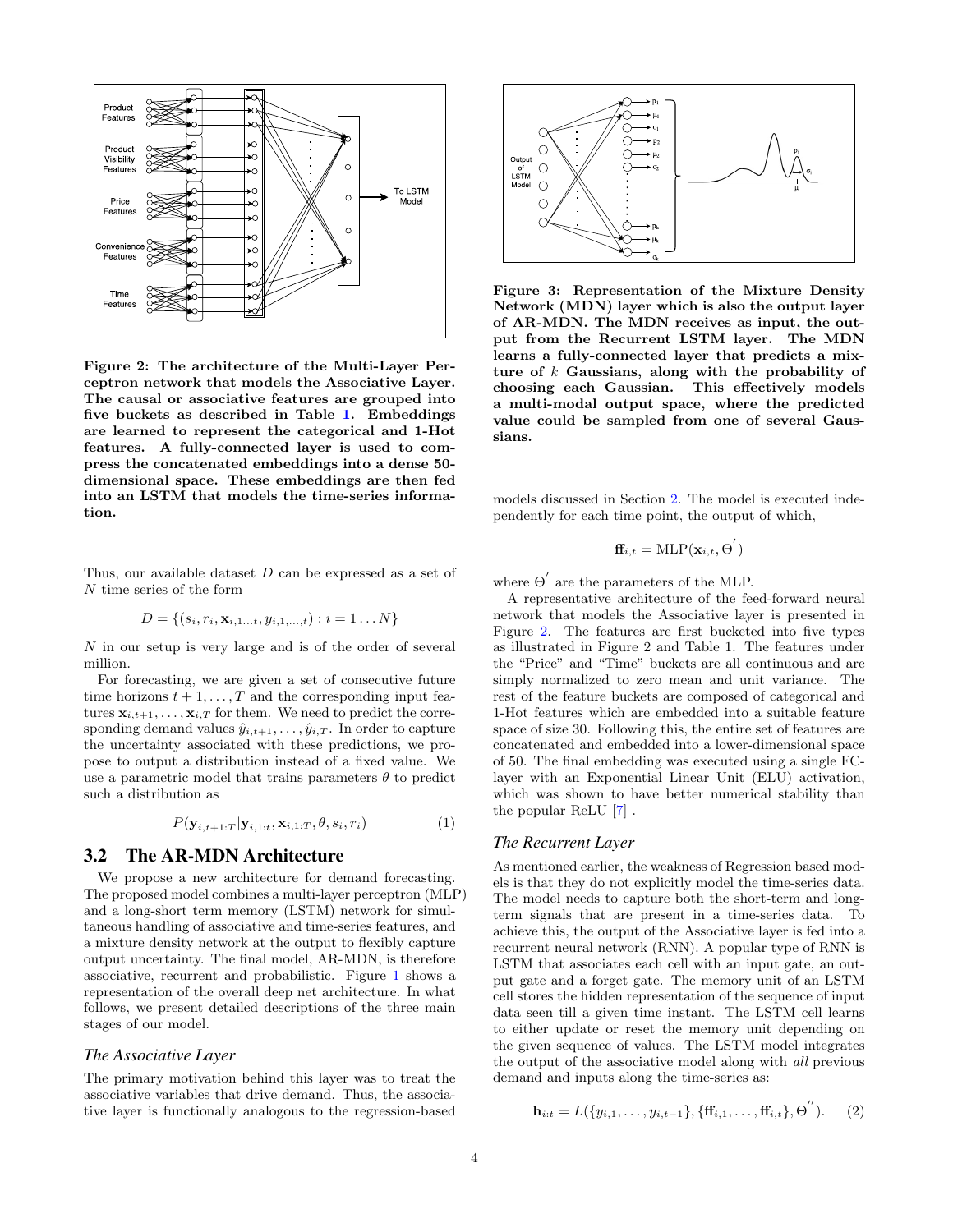Product Features

Product Visibility Features

Price Features

Convenience Features

Time Features

To LSTM Model

**Figure 2: The architecture of the Multi-Layer Perceptron network that models the Associative Layer. The causal or associative features are grouped into five buckets as described in Table 1. Embeddings are learned to represent the categorical and 1-Hot features. A fully-connected layer is used to compress the concatenated embeddings into a dense 50-dimensional space. These embeddings are then fed into an LSTM that models the time-series information.**

Thus, our available dataset $D$ can be expressed as a set of $N$ time series of the form

$$D = \{(s_i, r_i, \mathbf{x}_{i,1\ldots t}, y_{i,1,\ldots,t}) : i = 1 \ldots N\}$$

$N$ in our setup is very large and is of the order of several million.

For forecasting, we are given a set of consecutive future time horizons $t+1, \ldots, T$ and the corresponding input features $\mathbf{x}_{i,t+1}, \ldots, \mathbf{x}_{i,T}$ for them. We need to predict the corresponding demand values $\hat{y}_{i,t+1}, \ldots, \hat{y}_{i,T}$. In order to capture the uncertainty associated with these predictions, we propose to output a distribution instead of a fixed value. We use a parametric model that trains parameters $\theta$ to predict such a distribution as

$$P(\mathbf{y}_{i,t+1:T} | \mathbf{y}_{i,1:t}, \mathbf{x}_{i,1:T}, \theta, s_i, r_i) \tag{1}$$

## 3.2 The AR-MDN Architecture

We propose a new architecture for demand forecasting. The proposed model combines a multi-layer perceptron (MLP) and a long-short term memory (LSTM) network for simultaneous handling of associative and time-series features, and a mixture density network at the output to flexibly capture output uncertainty. The final model, AR-MDN, is therefore associative, recurrent and probabilistic. Figure 1 shows a representation of the overall deep net architecture. In what follows, we present detailed descriptions of the three main stages of our model.

### *The Associative Layer*

The primary motivation behind this layer was to treat the associative variables that drive demand. Thus, the associative layer is functionally analogous to the regression-based models discussed in Section 2. The model is executed independently for each time point, the output of which,

$$\mathbf{ff}_{i,t} = \text{MLP}(\mathbf{x}_{i,t}, \Theta^{'})$$

where $\Theta^{'}$ are the parameters of the MLP.

A representative architecture of the feed-forward neural network that models the Associative layer is presented in Figure 2. The features are first bucketed into five types as illustrated in Figure 2 and Table 1. The features under the "Price" and "Time" buckets are all continuous and are simply normalized to zero mean and unit variance. The rest of the feature buckets are composed of categorical and 1-Hot features which are embedded into a suitable feature space of size 30. Following this, the entire set of features are concatenated and embedded into a lower-dimensional space of 50. The final embedding was executed using a single FC-layer with an Exponential Linear Unit (ELU) activation, which was shown to have better numerical stability than the popular ReLU [7] .

Output of LSTM Model

$p_1$ $\mu_1$ $\sigma_1$ $p_2$ $\mu_2$ $\sigma_2$ $p_k$ $\mu_k$ $\sigma_k$

$p_i$ $\sigma_i$ $\mu_i$

**Figure 3: Representation of the Mixture Density Network (MDN) layer which is also the output layer of AR-MDN. The MDN receives as input, the output from the Recurrent LSTM layer. The MDN learns a fully-connected layer that predicts a mixture of $k$ Gaussians, along with the probability of choosing each Gaussian. This effectively models a multi-modal output space, where the predicted value could be sampled from one of several Gaussians.**

### *The Recurrent Layer*

As mentioned earlier, the weakness of Regression based models is that they do not explicitly model the time-series data. The model needs to capture both the short-term and long-term signals that are present in a time-series data. To achieve this, the output of the Associative layer is fed into a recurrent neural network (RNN). A popular type of RNN is LSTM that associates each cell with an input gate, an output gate and a forget gate. The memory unit of an LSTM cell stores the hidden representation of the sequence of input data seen till a given time instant. The LSTM cell learns to either update or reset the memory unit depending on the given sequence of values. The LSTM model integrates the output of the associative model along with *all* previous demand and inputs along the time-series as:

$$\mathbf{h}_{i:t} = L(\{y_{i,1}, \ldots, y_{i,t-1}\}, \{\mathbf{ff}_{i,1}, \ldots, \mathbf{ff}_{i,t}\}, \Theta^{''}). \tag{2}$$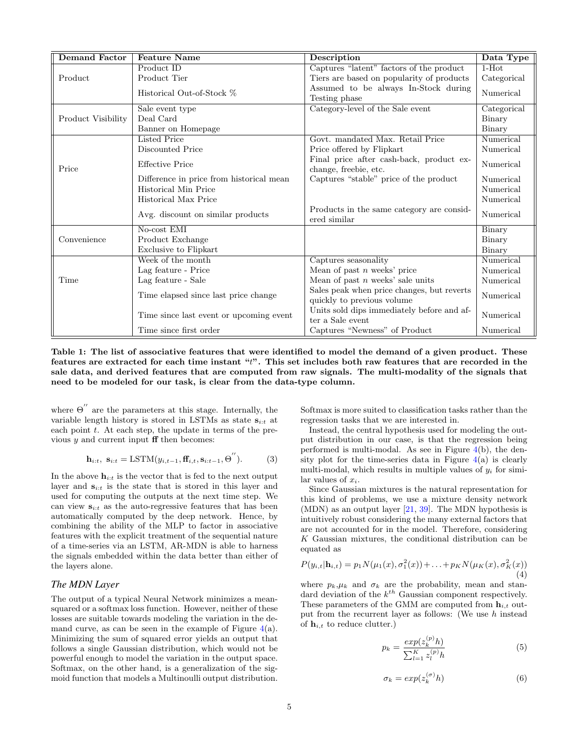| Demand Factor | Feature Name | Description | Data Type |
|---|---|---|---|
| Product | Product ID | Captures "latent" factors of the product | 1-Hot |
| | Product Tier | Tiers are based on popularity of products | Categorical |
| | Historical Out-of-Stock % | Assumed to be always In-Stock during Testing phase | Numerical |
| Product Visibility | Sale event type | Category-level of the Sale event | Categorical |
| | Deal Card | | Binary |
| | Banner on Homepage | | Binary |
| Price | Listed Price | Govt. mandated Max. Retail Price | Numerical |
| | Discounted Price | Price offered by Flipkart | Numerical |
| | Effective Price | Final price after cash-back, product exchange, freebie, etc. | Numerical |
| | Difference in price from historical mean | Captures "stable" price of the product | Numerical |
| | Historical Min Price | | Numerical |
| | Historical Max Price | | Numerical |
| | Avg. discount on similar products | Products in the same category are considered similar | Numerical |
| Convenience | No-cost EMI | | Binary |
| | Product Exchange | | Binary |
| | Exclusive to Flipkart | | Binary |
| Time | Week of the month | Captures seasonality | Numerical |
| | Lag feature - Price | Mean of past $n$ weeks' price | Numerical |
| | Lag feature - Sale | Mean of past $n$ weeks' sale units | Numerical |
| | Time elapsed since last price change | Sales peak when price changes, but reverts quickly to previous volume | Numerical |
| | Time since last event or upcoming event | Units sold dips immediately before and after a Sale event | Numerical |
| | Time since first order | Captures "Newness" of Product | Numerical |

**Table 1: The list of associative features that were identified to model the demand of a given product. These features are extracted for each time instant "$t$". This set includes both raw features that are recorded in the sale data, and derived features that are computed from raw signals. The multi-modality of the signals that need to be modeled for our task, is clear from the data-type column.**

where $\Theta^{''}$ are the parameters at this stage. Internally, the variable length history is stored in LSTMs as state $\mathbf{s}_{i:t}$ at each point $t$. At each step, the update in terms of the previous $y$ and current input $\mathbf{ff}$ then becomes:

$$\mathbf{h}_{i:t},\ \mathbf{s}_{i:t} = \text{LSTM}(y_{i,t-1}, \mathbf{ff}_{i,t}, \mathbf{s}_{i:t-1}, \Theta^{''}). \tag{3}$$

In the above $\mathbf{h}_{i:t}$ is the vector that is fed to the next output layer and $\mathbf{s}_{i:t}$ is the state that is stored in this layer and used for computing the outputs at the next time step. We can view $\mathbf{s}_{i:t}$ as the auto-regressive features that has been automatically computed by the deep network. Hence, by combining the ability of the MLP to factor in associative features with the explicit treatment of the sequential nature of a time-series via an LSTM, AR-MDN is able to harness the signals embedded within the data better than either of the layers alone.

### *The MDN Layer*

The output of a typical Neural Network minimizes a mean-squared or a softmax loss function. However, neither of these losses are suitable towards modeling the variation in the demand curve, as can be seen in the example of Figure 4(a). Minimizing the sum of squared error yields an output that follows a single Gaussian distribution, which would not be powerful enough to model the variation in the output space. Softmax, on the other hand, is a generalization of the sigmoid function that models a Multinoulli output distribution. Softmax is more suited to classification tasks rather than the regression tasks that we are interested in.

Instead, the central hypothesis used for modeling the output distribution in our case, is that the regression being performed is multi-modal. As see in Figure 4(b), the density plot for the time-series data in Figure 4(a) is clearly multi-modal, which results in multiple values of $y_i$ for similar values of $x_i$.

Since Gaussian mixtures is the natural representation for this kind of problems, we use a mixture density network (MDN) as an output layer [21, 39]. The MDN hypothesis is intuitively robust considering the many external factors that are not accounted for in the model. Therefore, considering $K$ Gaussian mixtures, the conditional distribution can be equated as

$$P(y_{i,t}|\mathbf{h}_{i,t}) = p_1 N(\mu_1(x), \sigma_1^2(x)) + \ldots + p_K N(\mu_K(x), \sigma_K^2(x)) \tag{4}$$

where $p_k$, $\mu_k$ and $\sigma_k$ are the probability, mean and standard deviation of the $k^{th}$ Gaussian component respectively. These parameters of the GMM are computed from $\mathbf{h}_{i,t}$ output from the recurrent layer as follows: (We use $h$ instead of $\mathbf{h}_{i,t}$ to reduce clutter.)

$$p_k = \frac{exp(z_k^{(p)} h)}{\sum_{l=1}^{K} z_l^{(p)} h} \tag{5}$$

$$\sigma_k = exp(z_k^{(\sigma)} h) \tag{6}$$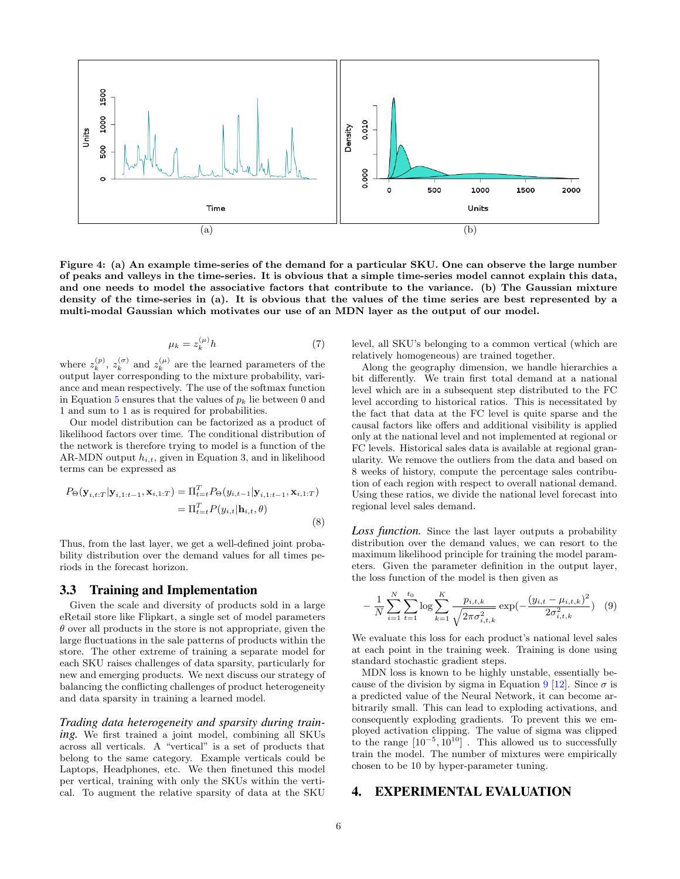Units

1500

1000

500

0

Time

(a)

Density

0.010

0.000

0

500

1000

1500

2000

Units

(b)

**Figure 4: (a) An example time-series of the demand for a particular SKU. One can observe the large number of peaks and valleys in the time-series. It is obvious that a simple time-series model cannot explain this data, and one needs to model the associative factors that contribute to the variance. (b) The Gaussian mixture density of the time-series in (a). It is obvious that the values of the time series are best represented by a multi-modal Gaussian which motivates our use of an MDN layer as the output of our model.**

$$\mu_k = z_k^{(\mu)} h \tag{7}$$

where $z_k^{(p)}$, $z_k^{(\sigma)}$ and $z_k^{(\mu)}$ are the learned parameters of the output layer corresponding to the mixture probability, variance and mean respectively. The use of the softmax function in Equation 5 ensures that the values of $p_k$ lie between 0 and 1 and sum to 1 as is required for probabilities.

Our model distribution can be factorized as a product of likelihood factors over time. The conditional distribution of the network is therefore trying to model is a function of the AR-MDN output $h_{i,t}$, given in Equation 3, and in likelihood terms can be expressed as

$$\begin{aligned} P_\Theta(\mathbf{y}_{i,t:T} | \mathbf{y}_{i,1:t-1}, \mathbf{x}_{i,1:T}) &= \Pi_{t=t}^{T} P_\Theta(y_{i,t-1} | \mathbf{y}_{i,1:t-1}, \mathbf{x}_{i,1:T}) \\ &= \Pi_{t=t}^{T} P(y_{i,t} | \mathbf{h}_{i,t}, \theta) \end{aligned} \tag{8}$$

Thus, from the last layer, we get a well-defined joint probability distribution over the demand values for all times periods in the forecast horizon.

### 3.3 Training and Implementation

Given the scale and diversity of products sold in a large eRetail store like Flipkart, a single set of model parameters $\theta$ over all products in the store is not appropriate, given the large fluctuations in the sale patterns of products within the store. The other extreme of training a separate model for each SKU raises challenges of data sparsity, particularly for new and emerging products. We next discuss our strategy of balancing the conflicting challenges of product heterogeneity and data sparsity in training a learned model.

*Trading data heterogeneity and sparsity during training.* We first trained a joint model, combining all SKUs across all verticals. A "vertical" is a set of products that belong to the same category. Example verticals could be Laptops, Headphones, etc. We then finetuned this model per vertical, training with only the SKUs within the vertical. To augment the relative sparsity of data at the SKU level, all SKU's belonging to a common vertical (which are relatively homogeneous) are trained together.

Along the geography dimension, we handle hierarchies a bit differently. We train first total demand at a national level which are in a subsequent step distributed to the FC level according to historical ratios. This is necessitated by the fact that data at the FC level is quite sparse and the causal factors like offers and additional visibility is applied only at the national level and not implemented at regional or FC levels. Historical sales data is available at regional granularity. We remove the outliers from the data and based on 8 weeks of history, compute the percentage sales contribution of each region with respect to overall national demand. Using these ratios, we divide the national level forecast into regional level sales demand.

*Loss function.* Since the last layer outputs a probability distribution over the demand values, we can resort to the maximum likelihood principle for training the model parameters. Given the parameter definition in the output layer, the loss function of the model is then given as

$$-\frac{1}{N}\sum_{i=1}^{N}\sum_{t=1}^{t_0}\log\sum_{k=1}^{K}\frac{p_{i,t,k}}{\sqrt{2\pi\sigma_{i,t,k}^2}}\exp\left(-\frac{(y_{i,t}-\mu_{i,t,k})^2}{2\sigma_{i,t,k}^2}\right) \tag{9}$$

We evaluate this loss for each product's national level sales at each point in the training week. Training is done using standard stochastic gradient steps.

MDN loss is known to be highly unstable, essentially because of the division by sigma in Equation 9 [12]. Since $\sigma$ is a predicted value of the Neural Network, it can become arbitrarily small. This can lead to exploding activations, and consequently exploding gradients. To prevent this we employed activation clipping. The value of sigma was clipped to the range $[10^{-5}, 10^{10}]$ . This allowed us to successfully train the model. The number of mixtures were empirically chosen to be 10 by hyper-parameter tuning.

## 4. EXPERIMENTAL EVALUATION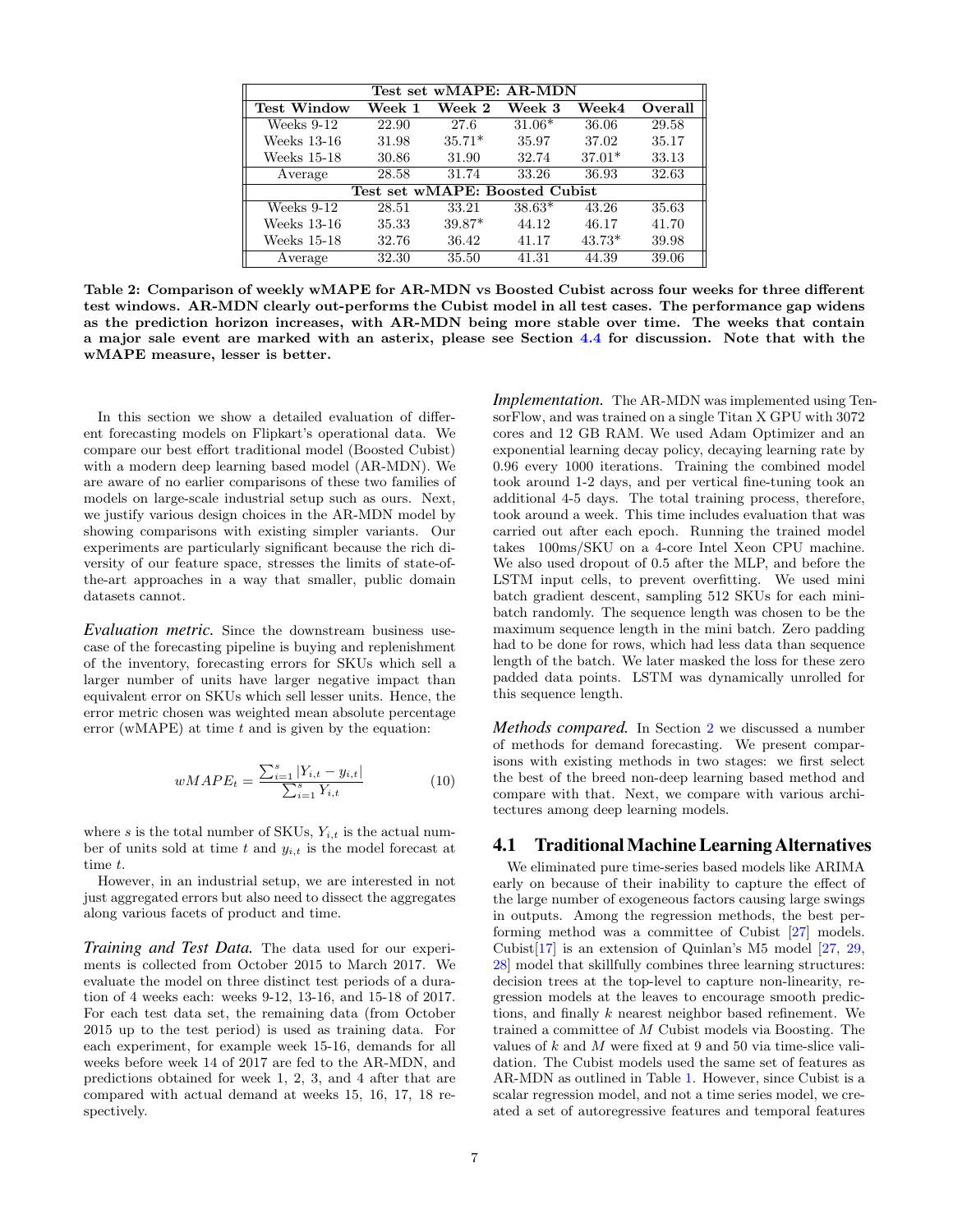| Test set wMAPE: AR-MDN | | | | | |
|---|---|---|---|---|---|
| **Test Window** | **Week 1** | **Week 2** | **Week 3** | **Week4** | **Overall** |
| Weeks 9-12 | 22.90 | 27.6 | 31.06* | 36.06 | 29.58 |
| Weeks 13-16 | 31.98 | 35.71* | 35.97 | 37.02 | 35.17 |
| Weeks 15-18 | 30.86 | 31.90 | 32.74 | 37.01* | 33.13 |
| Average | 28.58 | 31.74 | 33.26 | 36.93 | 32.63 |
| **Test set wMAPE: Boosted Cubist** | | | | | |
| Weeks 9-12 | 28.51 | 33.21 | 38.63* | 43.26 | 35.63 |
| Weeks 13-16 | 35.33 | 39.87* | 44.12 | 46.17 | 41.70 |
| Weeks 15-18 | 32.76 | 36.42 | 41.17 | 43.73* | 39.98 |
| Average | 32.30 | 35.50 | 41.31 | 44.39 | 39.06 |

**Table 2: Comparison of weekly wMAPE for AR-MDN vs Boosted Cubist across four weeks for three different test windows. AR-MDN clearly out-performs the Cubist model in all test cases. The performance gap widens as the prediction horizon increases, with AR-MDN being more stable over time. The weeks that contain a major sale event are marked with an asterix, please see Section 4.4 for discussion. Note that with the wMAPE measure, lesser is better.**

In this section we show a detailed evaluation of different forecasting models on Flipkart's operational data. We compare our best effort traditional model (Boosted Cubist) with a modern deep learning based model (AR-MDN). We are aware of no earlier comparisons of these two families of models on large-scale industrial setup such as ours. Next, we justify various design choices in the AR-MDN model by showing comparisons with existing simpler variants. Our experiments are particularly significant because the rich diversity of our feature space, stresses the limits of state-of-the-art approaches in a way that smaller, public domain datasets cannot.

*Evaluation metric.* Since the downstream business use-case of the forecasting pipeline is buying and replenishment of the inventory, forecasting errors for SKUs which sell a larger number of units have larger negative impact than equivalent error on SKUs which sell lesser units. Hence, the error metric chosen was weighted mean absolute percentage error (wMAPE) at time $t$ and is given by the equation:

$$wMAPE_t = \frac{\sum_{i=1}^{s} |Y_{i,t} - y_{i,t}|}{\sum_{i=1}^{s} Y_{i,t}} \tag{10}$$

where $s$ is the total number of SKUs, $Y_{i,t}$ is the actual number of units sold at time $t$ and $y_{i,t}$ is the model forecast at time $t$.

However, in an industrial setup, we are interested in not just aggregated errors but also need to dissect the aggregates along various facets of product and time.

*Training and Test Data.* The data used for our experiments is collected from October 2015 to March 2017. We evaluate the model on three distinct test periods of a duration of 4 weeks each: weeks 9-12, 13-16, and 15-18 of 2017. For each test data set, the remaining data (from October 2015 up to the test period) is used as training data. For each experiment, for example week 15-16, demands for all weeks before week 14 of 2017 are fed to the AR-MDN, and predictions obtained for week 1, 2, 3, and 4 after that are compared with actual demand at weeks 15, 16, 17, 18 respectively.

*Implementation.* The AR-MDN was implemented using TensorFlow, and was trained on a single Titan X GPU with 3072 cores and 12 GB RAM. We used Adam Optimizer and an exponential learning decay policy, decaying learning rate by 0.96 every 1000 iterations. Training the combined model took around 1-2 days, and per vertical fine-tuning took an additional 4-5 days. The total training process, therefore, took around a week. This time includes evaluation that was carried out after each epoch. Running the trained model takes 100ms/SKU on a 4-core Intel Xeon CPU machine. We also used dropout of 0.5 after the MLP, and before the LSTM input cells, to prevent overfitting. We used mini batch gradient descent, sampling 512 SKUs for each mini-batch randomly. The sequence length was chosen to be the maximum sequence length in the mini batch. Zero padding had to be done for rows, which had less data than sequence length of the batch. We later masked the loss for these zero padded data points. LSTM was dynamically unrolled for this sequence length.

*Methods compared.* In Section 2 we discussed a number of methods for demand forecasting. We present comparisons with existing methods in two stages: we first select the best of the breed non-deep learning based method and compare with that. Next, we compare with various architectures among deep learning models.

## 4.1 Traditional Machine Learning Alternatives

We eliminated pure time-series based models like ARIMA early on because of their inability to capture the effect of the large number of exogeneous factors causing large swings in outputs. Among the regression methods, the best performing method was a committee of Cubist [27] models. Cubist[17] is an extension of Quinlan's M5 model [27, 29, 28] model that skillfully combines three learning structures: decision trees at the top-level to capture non-linearity, regression models at the leaves to encourage smooth predictions, and finally $k$ nearest neighbor based refinement. We trained a committee of $M$ Cubist models via Boosting. The values of $k$ and $M$ were fixed at 9 and 50 via time-slice validation. The Cubist models used the same set of features as AR-MDN as outlined in Table 1. However, since Cubist is a scalar regression model, and not a time series model, we created a set of autoregressive features and temporal features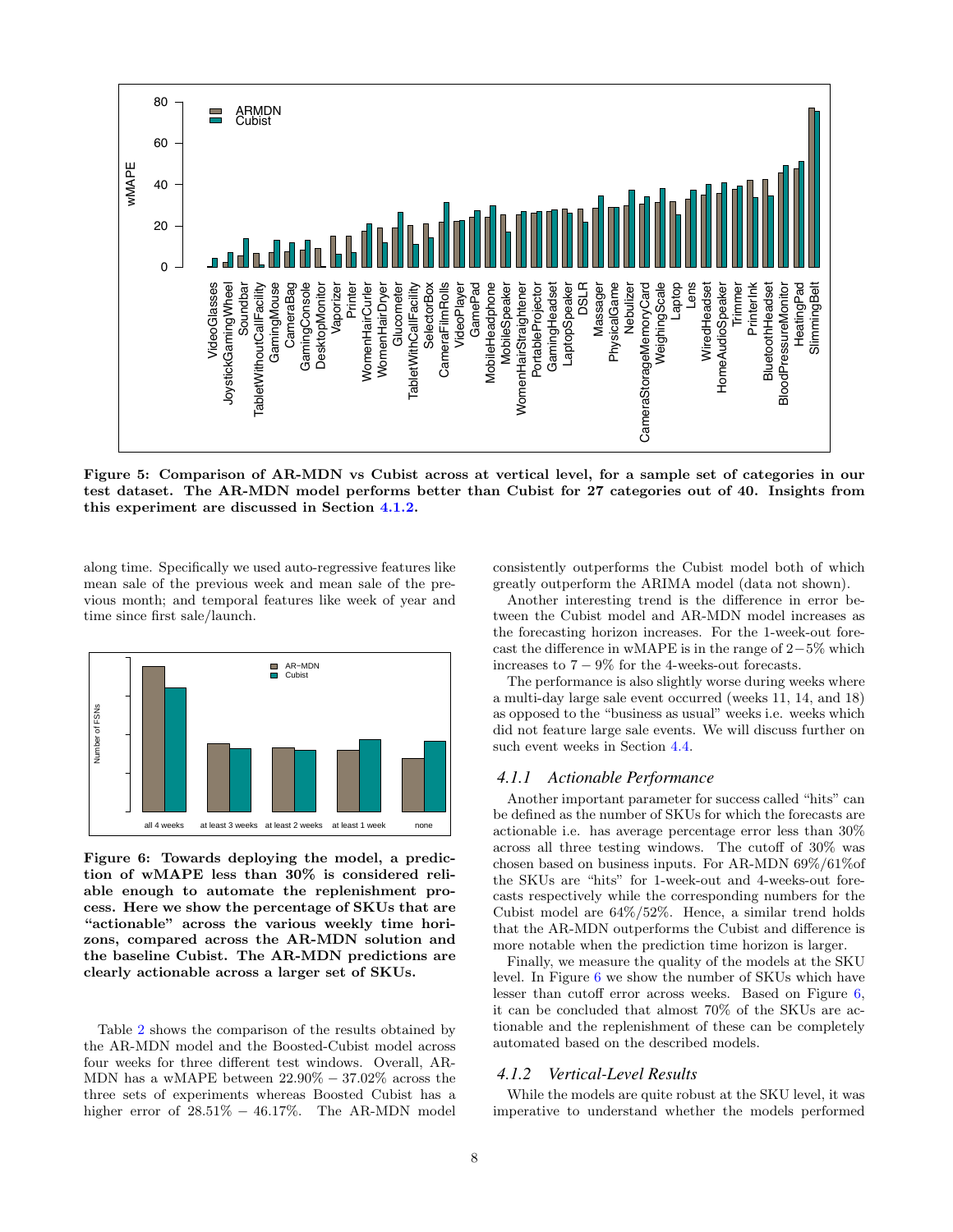Figure 5: Comparison of AR-MDN vs Cubist across at vertical level, for a sample set of categories in our test dataset. The AR-MDN model performs better than Cubist for 27 categories out of 40. Insights from this experiment are discussed in Section 4.1.2.

along time. Specifically we used auto-regressive features like mean sale of the previous week and mean sale of the previous month; and temporal features like week of year and time since first sale/launch.

**Figure 6: Towards deploying the model, a prediction of wMAPE less than 30% is considered reliable enough to automate the replenishment process. Here we show the percentage of SKUs that are "actionable" across the various weekly time horizons, compared across the AR-MDN solution and the baseline Cubist. The AR-MDN predictions are clearly actionable across a larger set of SKUs.**

Table 2 shows the comparison of the results obtained by the AR-MDN model and the Boosted-Cubist model across four weeks for three different test windows. Overall, AR-MDN has a wMAPE between $22.90\% - 37.02\%$ across the three sets of experiments whereas Boosted Cubist has a higher error of $28.51\% - 46.17\%$. The AR-MDN model consistently outperforms the Cubist model both of which greatly outperform the ARIMA model (data not shown).

Another interesting trend is the difference in error between the Cubist model and AR-MDN model increases as the forecasting horizon increases. For the 1-week-out forecast the difference in wMAPE is in the range of $2-5\%$ which increases to $7-9\%$ for the 4-weeks-out forecasts.

The performance is also slightly worse during weeks where a multi-day large sale event occurred (weeks 11, 14, and 18) as opposed to the "business as usual" weeks i.e. weeks which did not feature large sale events. We will discuss further on such event weeks in Section 4.4.

### *4.1.1 Actionable Performance*

Another important parameter for success called "hits" can be defined as the number of SKUs for which the forecasts are actionable i.e. has average percentage error less than 30% across all three testing windows. The cutoff of 30% was chosen based on business inputs. For AR-MDN 69%/61%of the SKUs are "hits" for 1-week-out and 4-weeks-out forecasts respectively while the corresponding numbers for the Cubist model are 64%/52%. Hence, a similar trend holds that the AR-MDN outperforms the Cubist and difference is more notable when the prediction time horizon is larger.

Finally, we measure the quality of the models at the SKU level. In Figure 6 we show the number of SKUs which have lesser than cutoff error across weeks. Based on Figure 6, it can be concluded that almost 70% of the SKUs are actionable and the replenishment of these can be completely automated based on the described models.

### *4.1.2 Vertical-Level Results*

While the models are quite robust at the SKU level, it was imperative to understand whether the models performed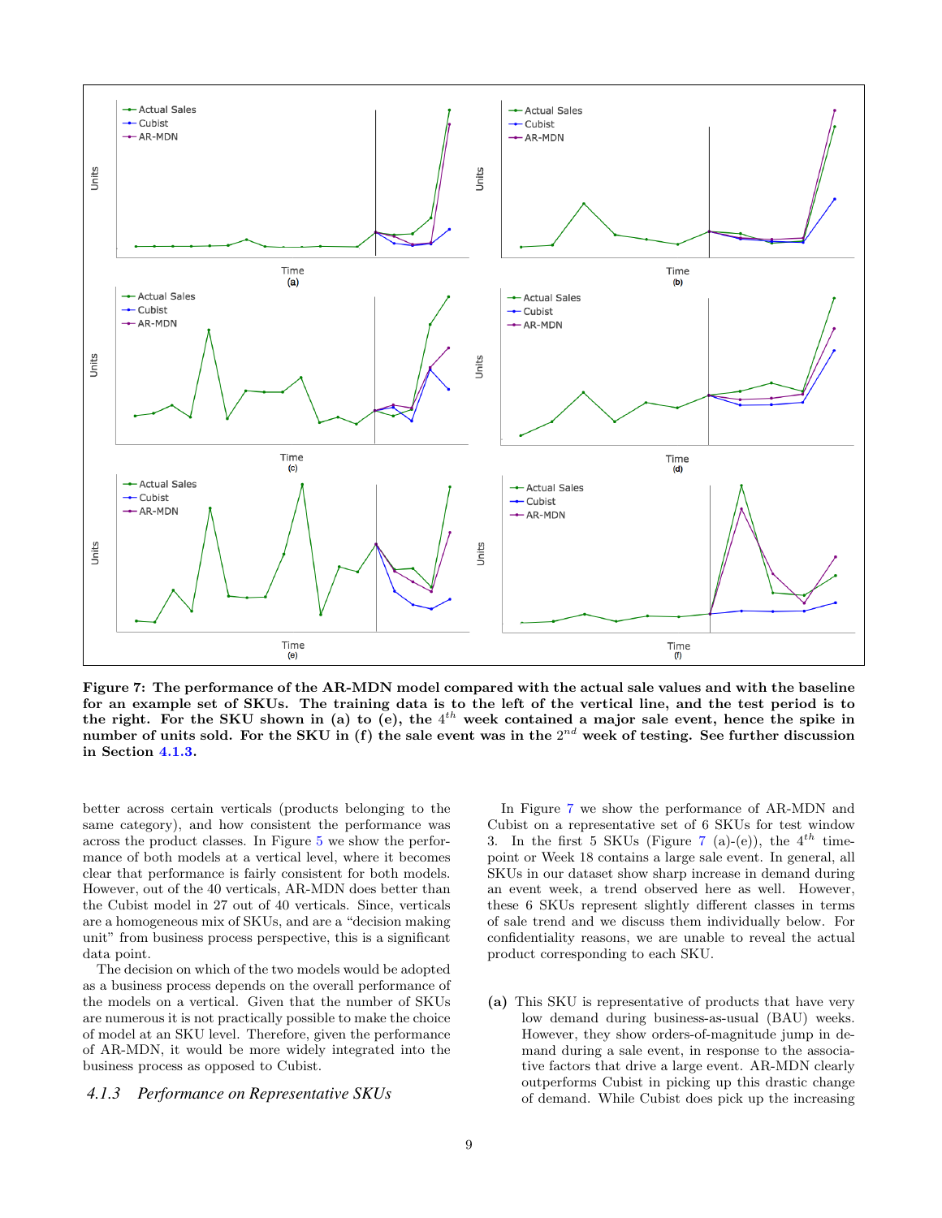Actual Sales
Cubist
AR-MDN
Units
Time
(a)

Actual Sales
Cubist
AR-MDN
Units
Time
(b)

Actual Sales
Cubist
AR-MDN
Units
Time
(c)

Actual Sales
Cubist
AR-MDN
Units
Time
(d)

Actual Sales
Cubist
AR-MDN
Units
Time
(e)

Actual Sales
Cubist
AR-MDN
Units
Time
(f)

**Figure 7: The performance of the AR-MDN model compared with the actual sale values and with the baseline for an example set of SKUs. The training data is to the left of the vertical line, and the test period is to the right. For the SKU shown in (a) to (e), the $4^{th}$ week contained a major sale event, hence the spike in number of units sold. For the SKU in (f) the sale event was in the $2^{nd}$ week of testing. See further discussion in Section 4.1.3.**

better across certain verticals (products belonging to the same category), and how consistent the performance was across the product classes. In Figure 5 we show the performance of both models at a vertical level, where it becomes clear that performance is fairly consistent for both models. However, out of the 40 verticals, AR-MDN does better than the Cubist model in 27 out of 40 verticals. Since, verticals are a homogeneous mix of SKUs, and are a "decision making unit" from business process perspective, this is a significant data point.

The decision on which of the two models would be adopted as a business process depends on the overall performance of the models on a vertical. Given that the number of SKUs are numerous it is not practically possible to make the choice of model at an SKU level. Therefore, given the performance of AR-MDN, it would be more widely integrated into the business process as opposed to Cubist.

### 4.1.3 Performance on Representative SKUs

In Figure 7 we show the performance of AR-MDN and Cubist on a representative set of 6 SKUs for test window 3. In the first 5 SKUs (Figure 7 (a)-(e)), the $4^{th}$ timepoint or Week 18 contains a large sale event. In general, all SKUs in our dataset show sharp increase in demand during an event week, a trend observed here as well. However, these 6 SKUs represent slightly different classes in terms of sale trend and we discuss them individually below. For confidentiality reasons, we are unable to reveal the actual product corresponding to each SKU.

**(a)** This SKU is representative of products that have very low demand during business-as-usual (BAU) weeks. However, they show orders-of-magnitude jump in demand during a sale event, in response to the associative factors that drive a large event. AR-MDN clearly outperforms Cubist in picking up this drastic change of demand. While Cubist does pick up the increasing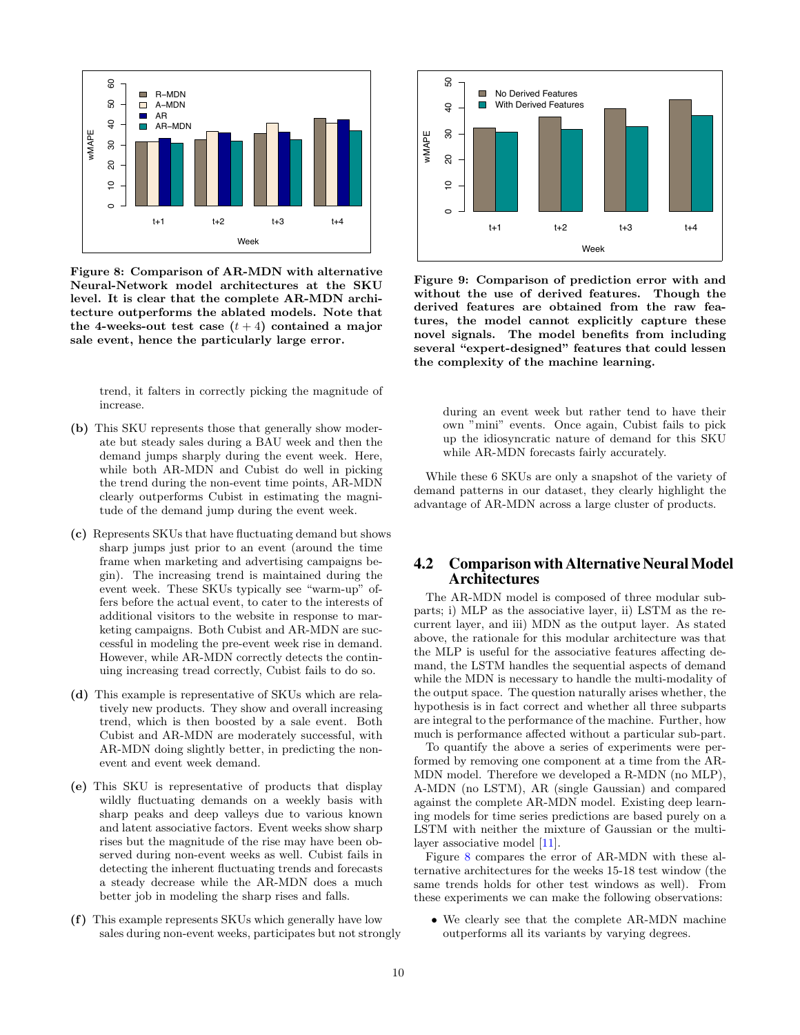wMAPE

0
10
20
30
40
50
60

R–MDN
A–MDN
AR
AR–MDN

t+1
t+2
t+3
t+4

Week

**Figure 8: Comparison of AR-MDN with alternative Neural-Network model architectures at the SKU level. It is clear that the complete AR-MDN architecture outperforms the ablated models. Note that the 4-weeks-out test case ($t + 4$) contained a major sale event, hence the particularly large error.**

trend, it falters in correctly picking the magnitude of increase.

**(b)** This SKU represents those that generally show moderate but steady sales during a BAU week and then the demand jumps sharply during the event week. Here, while both AR-MDN and Cubist do well in picking the trend during the non-event time points, AR-MDN clearly outperforms Cubist in estimating the magnitude of the demand jump during the event week.

**(c)** Represents SKUs that have fluctuating demand but shows sharp jumps just prior to an event (around the time frame when marketing and advertising campaigns begin). The increasing trend is maintained during the event week. These SKUs typically see "warm-up" offers before the actual event, to cater to the interests of additional visitors to the website in response to marketing campaigns. Both Cubist and AR-MDN are successful in modeling the pre-event week rise in demand. However, while AR-MDN correctly detects the continuing increasing tread correctly, Cubist fails to do so.

**(d)** This example is representative of SKUs which are relatively new products. They show and overall increasing trend, which is then boosted by a sale event. Both Cubist and AR-MDN are moderately successful, with AR-MDN doing slightly better, in predicting the non-event and event week demand.

**(e)** This SKU is representative of products that display wildly fluctuating demands on a weekly basis with sharp peaks and deep valleys due to various known and latent associative factors. Event weeks show sharp rises but the magnitude of the rise may have been observed during non-event weeks as well. Cubist fails in detecting the inherent fluctuating trends and forecasts a steady decrease while the AR-MDN does a much better job in modeling the sharp rises and falls.

**(f)** This example represents SKUs which generally have low sales during non-event weeks, participates but not strongly during an event week but rather tend to have their own "mini" events. Once again, Cubist fails to pick up the idiosyncratic nature of demand for this SKU while AR-MDN forecasts fairly accurately.

wMAPE

0
10
20
30
40
50

No Derived Features
With Derived Features

t+1
t+2
t+3
t+4

Week

**Figure 9: Comparison of prediction error with and without the use of derived features. Though the derived features are obtained from the raw features, the model cannot explicitly capture these novel signals. The model benefits from including several "expert-designed" features that could lessen the complexity of the machine learning.**

While these 6 SKUs are only a snapshot of the variety of demand patterns in our dataset, they clearly highlight the advantage of AR-MDN across a large cluster of products.

## 4.2 Comparison with Alternative Neural Model Architectures

The AR-MDN model is composed of three modular subparts; i) MLP as the associative layer, ii) LSTM as the recurrent layer, and iii) MDN as the output layer. As stated above, the rationale for this modular architecture was that the MLP is useful for the associative features affecting demand, the LSTM handles the sequential aspects of demand while the MDN is necessary to handle the multi-modality of the output space. The question naturally arises whether, the hypothesis is in fact correct and whether all three subparts are integral to the performance of the machine. Further, how much is performance affected without a particular sub-part.

To quantify the above a series of experiments were performed by removing one component at a time from the AR-MDN model. Therefore we developed a R-MDN (no MLP), A-MDN (no LSTM), AR (single Gaussian) and compared against the complete AR-MDN model. Existing deep learning models for time series predictions are based purely on a LSTM with neither the mixture of Gaussian nor the multi-layer associative model [11].

Figure 8 compares the error of AR-MDN with these alternative architectures for the weeks 15-18 test window (the same trends holds for other test windows as well). From these experiments we can make the following observations:

- We clearly see that the complete AR-MDN machine outperforms all its variants by varying degrees.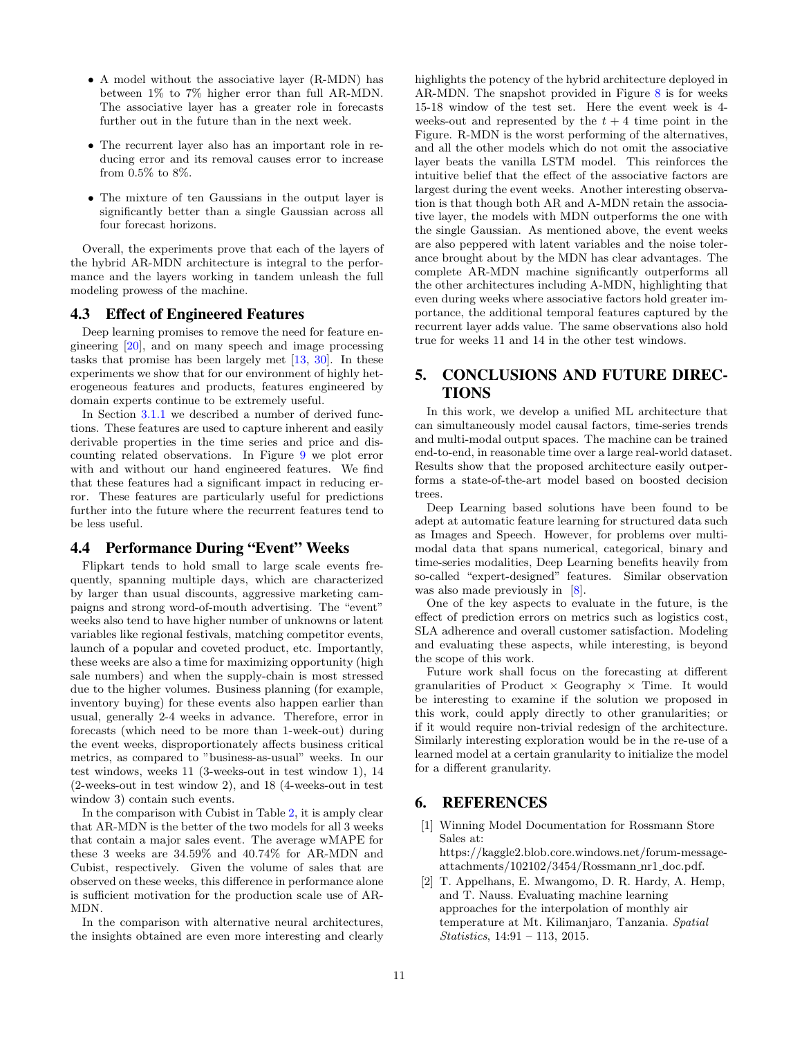- A model without the associative layer (R-MDN) has between 1% to 7% higher error than full AR-MDN. The associative layer has a greater role in forecasts further out in the future than in the next week.
- The recurrent layer also has an important role in reducing error and its removal causes error to increase from 0.5% to 8%.
- The mixture of ten Gaussians in the output layer is significantly better than a single Gaussian across all four forecast horizons.

Overall, the experiments prove that each of the layers of the hybrid AR-MDN architecture is integral to the performance and the layers working in tandem unleash the full modeling prowess of the machine.

## 4.3 Effect of Engineered Features

Deep learning promises to remove the need for feature engineering [20], and on many speech and image processing tasks that promise has been largely met [13, 30]. In these experiments we show that for our environment of highly heterogeneous features and products, features engineered by domain experts continue to be extremely useful.

In Section 3.1.1 we described a number of derived functions. These features are used to capture inherent and easily derivable properties in the time series and price and discounting related observations. In Figure 9 we plot error with and without our hand engineered features. We find that these features had a significant impact in reducing error. These features are particularly useful for predictions further into the future where the recurrent features tend to be less useful.

## 4.4 Performance During "Event" Weeks

Flipkart tends to hold small to large scale events frequently, spanning multiple days, which are characterized by larger than usual discounts, aggressive marketing campaigns and strong word-of-mouth advertising. The "event" weeks also tend to have higher number of unknowns or latent variables like regional festivals, matching competitor events, launch of a popular and coveted product, etc. Importantly, these weeks are also a time for maximizing opportunity (high sale numbers) and when the supply-chain is most stressed due to the higher volumes. Business planning (for example, inventory buying) for these events also happen earlier than usual, generally 2-4 weeks in advance. Therefore, error in forecasts (which need to be more than 1-week-out) during the event weeks, disproportionately affects business critical metrics, as compared to "business-as-usual" weeks. In our test windows, weeks 11 (3-weeks-out in test window 1), 14 (2-weeks-out in test window 2), and 18 (4-weeks-out in test window 3) contain such events.

In the comparison with Cubist in Table 2, it is amply clear that AR-MDN is the better of the two models for all 3 weeks that contain a major sales event. The average wMAPE for these 3 weeks are 34.59% and 40.74% for AR-MDN and Cubist, respectively. Given the volume of sales that are observed on these weeks, this difference in performance alone is sufficient motivation for the production scale use of AR-MDN.

In the comparison with alternative neural architectures, the insights obtained are even more interesting and clearly highlights the potency of the hybrid architecture deployed in AR-MDN. The snapshot provided in Figure 8 is for weeks 15-18 window of the test set. Here the event week is 4-weeks-out and represented by the $t + 4$ time point in the Figure. R-MDN is the worst performing of the alternatives, and all the other models which do not omit the associative layer beats the vanilla LSTM model. This reinforces the intuitive belief that the effect of the associative factors are largest during the event weeks. Another interesting observation is that though both AR and A-MDN retain the associative layer, the models with MDN outperforms the one with the single Gaussian. As mentioned above, the event weeks are also peppered with latent variables and the noise tolerance brought about by the MDN has clear advantages. The complete AR-MDN machine significantly outperforms all the other architectures including A-MDN, highlighting that even during weeks where associative factors hold greater importance, the additional temporal features captured by the recurrent layer adds value. The same observations also hold true for weeks 11 and 14 in the other test windows.

# 5. CONCLUSIONS AND FUTURE DIRECTIONS

In this work, we develop a unified ML architecture that can simultaneously model causal factors, time-series trends and multi-modal output spaces. The machine can be trained end-to-end, in reasonable time over a large real-world dataset. Results show that the proposed architecture easily outperforms a state-of-the-art model based on boosted decision trees.

Deep Learning based solutions have been found to be adept at automatic feature learning for structured data such as Images and Speech. However, for problems over multi-modal data that spans numerical, categorical, binary and time-series modalities, Deep Learning benefits heavily from so-called "expert-designed" features. Similar observation was also made previously in [8].

One of the key aspects to evaluate in the future, is the effect of prediction errors on metrics such as logistics cost, SLA adherence and overall customer satisfaction. Modeling and evaluating these aspects, while interesting, is beyond the scope of this work.

Future work shall focus on the forecasting at different granularities of Product × Geography × Time. It would be interesting to examine if the solution we proposed in this work, could apply directly to other granularities; or if it would require non-trivial redesign of the architecture. Similarly interesting exploration would be in the re-use of a learned model at a certain granularity to initialize the model for a different granularity.

# 6. REFERENCES

[1] Winning Model Documentation for Rossmann Store Sales at: https://kaggle2.blob.core.windows.net/forum-message-attachments/102102/3454/Rossmann_nr1_doc.pdf.

[2] T. Appelhans, E. Mwangomo, D. R. Hardy, A. Hemp, and T. Nauss. Evaluating machine learning approaches for the interpolation of monthly air temperature at Mt. Kilimanjaro, Tanzania. *Spatial Statistics*, 14:91 – 113, 2015.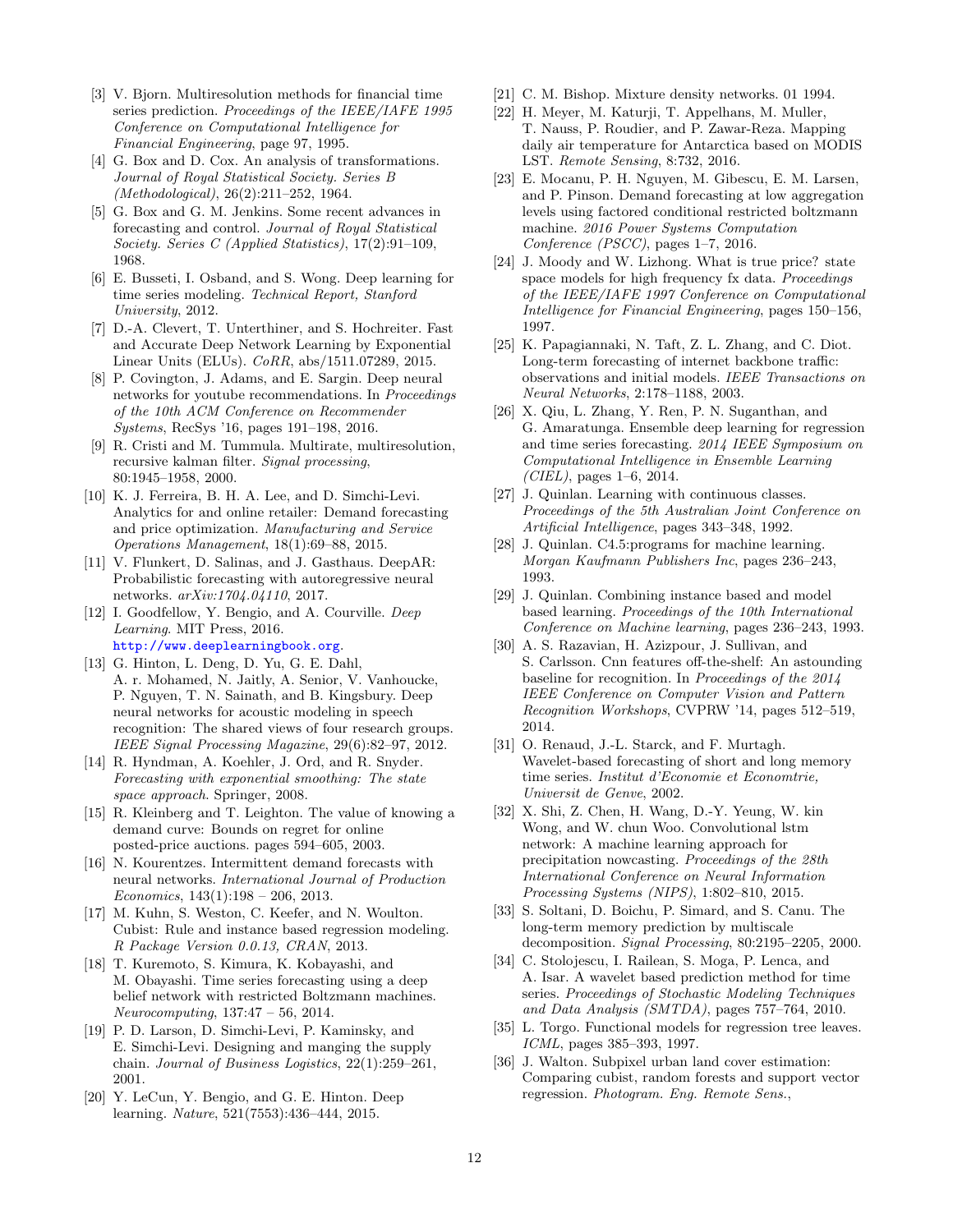[3] V. Bjorn. Multiresolution methods for financial time series prediction. *Proceedings of the IEEE/IAFE 1995 Conference on Computational Intelligence for Financial Engineering*, page 97, 1995.

[4] G. Box and D. Cox. An analysis of transformations. *Journal of Royal Statistical Society. Series B (Methodological)*, 26(2):211–252, 1964.

[5] G. Box and G. M. Jenkins. Some recent advances in forecasting and control. *Journal of Royal Statistical Society. Series C (Applied Statistics)*, 17(2):91–109, 1968.

[6] E. Busseti, I. Osband, and S. Wong. Deep learning for time series modeling. *Technical Report, Stanford University*, 2012.

[7] D.-A. Clevert, T. Unterthiner, and S. Hochreiter. Fast and Accurate Deep Network Learning by Exponential Linear Units (ELUs). *CoRR*, abs/1511.07289, 2015.

[8] P. Covington, J. Adams, and E. Sargin. Deep neural networks for youtube recommendations. In *Proceedings of the 10th ACM Conference on Recommender Systems*, RecSys '16, pages 191–198, 2016.

[9] R. Cristi and M. Tummula. Multirate, multiresolution, recursive kalman filter. *Signal processing*, 80:1945–1958, 2000.

[10] K. J. Ferreira, B. H. A. Lee, and D. Simchi-Levi. Analytics for and online retailer: Demand forecasting and price optimization. *Manufacturing and Service Operations Management*, 18(1):69–88, 2015.

[11] V. Flunkert, D. Salinas, and J. Gasthaus. DeepAR: Probabilistic forecasting with autoregressive neural networks. *arXiv:1704.04110*, 2017.

[12] I. Goodfellow, Y. Bengio, and A. Courville. *Deep Learning*. MIT Press, 2016. http://www.deeplearningbook.org.

[13] G. Hinton, L. Deng, D. Yu, G. E. Dahl, A. r. Mohamed, N. Jaitly, A. Senior, V. Vanhoucke, P. Nguyen, T. N. Sainath, and B. Kingsbury. Deep neural networks for acoustic modeling in speech recognition: The shared views of four research groups. *IEEE Signal Processing Magazine*, 29(6):82–97, 2012.

[14] R. Hyndman, A. Koehler, J. Ord, and R. Snyder. *Forecasting with exponential smoothing: The state space approach*. Springer, 2008.

[15] R. Kleinberg and T. Leighton. The value of knowing a demand curve: Bounds on regret for online posted-price auctions. pages 594–605, 2003.

[16] N. Kourentzes. Intermittent demand forecasts with neural networks. *International Journal of Production Economics*, 143(1):198 – 206, 2013.

[17] M. Kuhn, S. Weston, C. Keefer, and N. Woulton. Cubist: Rule and instance based regression modeling. *R Package Version 0.0.13, CRAN*, 2013.

[18] T. Kuremoto, S. Kimura, K. Kobayashi, and M. Obayashi. Time series forecasting using a deep belief network with restricted Boltzmann machines. *Neurocomputing*, 137:47 – 56, 2014.

[19] P. D. Larson, D. Simchi-Levi, P. Kaminsky, and E. Simchi-Levi. Designing and manging the supply chain. *Journal of Business Logistics*, 22(1):259–261, 2001.

[20] Y. LeCun, Y. Bengio, and G. E. Hinton. Deep learning. *Nature*, 521(7553):436–444, 2015.

[21] C. M. Bishop. Mixture density networks. 01 1994.

[22] H. Meyer, M. Katurji, T. Appelhans, M. Muller, T. Nauss, P. Roudier, and P. Zawar-Reza. Mapping daily air temperature for Antarctica based on MODIS LST. *Remote Sensing*, 8:732, 2016.

[23] E. Mocanu, P. H. Nguyen, M. Gibescu, E. M. Larsen, and P. Pinson. Demand forecasting at low aggregation levels using factored conditional restricted boltzmann machine. *2016 Power Systems Computation Conference (PSCC)*, pages 1–7, 2016.

[24] J. Moody and W. Lizhong. What is true price? state space models for high frequency fx data. *Proceedings of the IEEE/IAFE 1997 Conference on Computational Intelligence for Financial Engineering*, pages 150–156, 1997.

[25] K. Papagiannaki, N. Taft, Z. L. Zhang, and C. Diot. Long-term forecasting of internet backbone traffic: observations and initial models. *IEEE Transactions on Neural Networks*, 2:178–1188, 2003.

[26] X. Qiu, L. Zhang, Y. Ren, P. N. Suganthan, and G. Amaratunga. Ensemble deep learning for regression and time series forecasting. *2014 IEEE Symposium on Computational Intelligence in Ensemble Learning (CIEL)*, pages 1–6, 2014.

[27] J. Quinlan. Learning with continuous classes. *Proceedings of the 5th Australian Joint Conference on Artificial Intelligence*, pages 343–348, 1992.

[28] J. Quinlan. C4.5:programs for machine learning. *Morgan Kaufmann Publishers Inc*, pages 236–243, 1993.

[29] J. Quinlan. Combining instance based and model based learning. *Proceedings of the 10th International Conference on Machine learning*, pages 236–243, 1993.

[30] A. S. Razavian, H. Azizpour, J. Sullivan, and S. Carlsson. Cnn features off-the-shelf: An astounding baseline for recognition. In *Proceedings of the 2014 IEEE Conference on Computer Vision and Pattern Recognition Workshops*, CVPRW '14, pages 512–519, 2014.

[31] O. Renaud, J.-L. Starck, and F. Murtagh. Wavelet-based forecasting of short and long memory time series. *Institut d'Economie et Economtrie, Universit de Genve*, 2002.

[32] X. Shi, Z. Chen, H. Wang, D.-Y. Yeung, W. kin Wong, and W. chun Woo. Convolutional lstm network: A machine learning approach for precipitation nowcasting. *Proceedings of the 28th International Conference on Neural Information Processing Systems (NIPS)*, 1:802–810, 2015.

[33] S. Soltani, D. Boichu, P. Simard, and S. Canu. The long-term memory prediction by multiscale decomposition. *Signal Processing*, 80:2195–2205, 2000.

[34] C. Stolojescu, I. Railean, S. Moga, P. Lenca, and A. Isar. A wavelet based prediction method for time series. *Proceedings of Stochastic Modeling Techniques and Data Analysis (SMTDA)*, pages 757–764, 2010.

[35] L. Torgo. Functional models for regression tree leaves. *ICML*, pages 385–393, 1997.

[36] J. Walton. Subpixel urban land cover estimation: Comparing cubist, random forests and support vector regression. *Photogram. Eng. Remote Sens.*,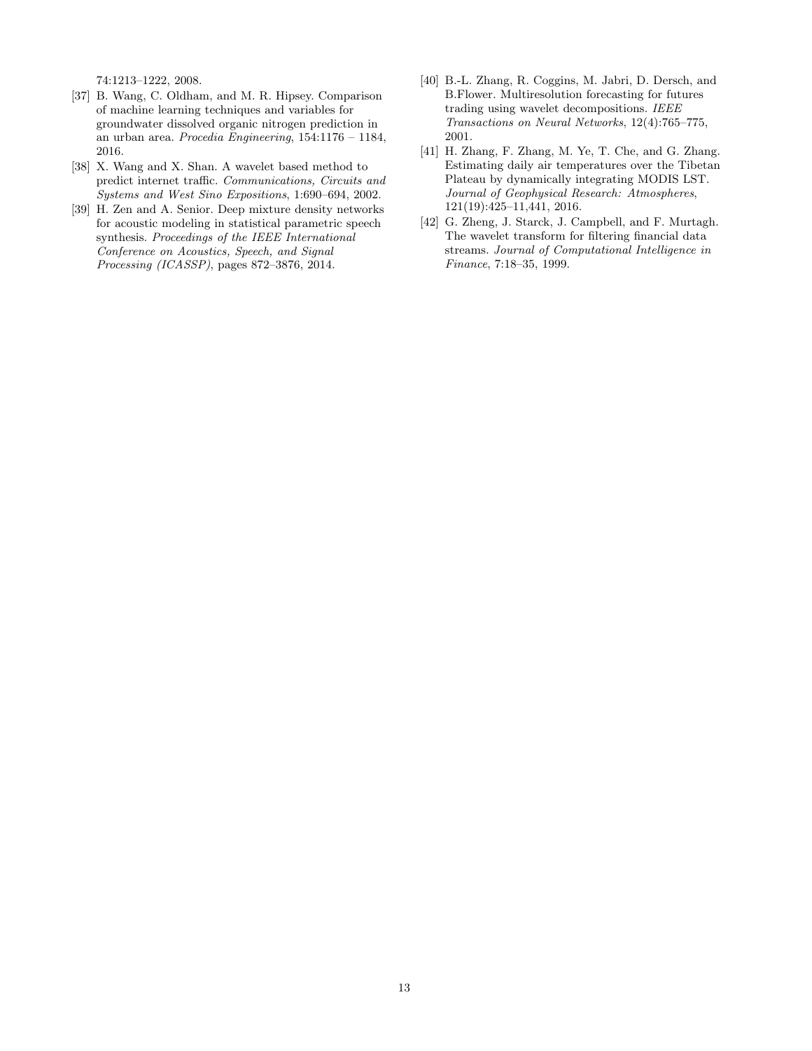74:1213–1222, 2008.

[37] B. Wang, C. Oldham, and M. R. Hipsey. Comparison of machine learning techniques and variables for groundwater dissolved organic nitrogen prediction in an urban area. *Procedia Engineering*, 154:1176 – 1184, 2016.

[38] X. Wang and X. Shan. A wavelet based method to predict internet traffic. *Communications, Circuits and Systems and West Sino Expositions*, 1:690–694, 2002.

[39] H. Zen and A. Senior. Deep mixture density networks for acoustic modeling in statistical parametric speech synthesis. *Proceedings of the IEEE International Conference on Acoustics, Speech, and Signal Processing (ICASSP)*, pages 872–3876, 2014.

[40] B.-L. Zhang, R. Coggins, M. Jabri, D. Dersch, and B.Flower. Multiresolution forecasting for futures trading using wavelet decompositions. *IEEE Transactions on Neural Networks*, 12(4):765–775, 2001.

[41] H. Zhang, F. Zhang, M. Ye, T. Che, and G. Zhang. Estimating daily air temperatures over the Tibetan Plateau by dynamically integrating MODIS LST. *Journal of Geophysical Research: Atmospheres*, 121(19):425–11,441, 2016.

[42] G. Zheng, J. Starck, J. Campbell, and F. Murtagh. The wavelet transform for filtering financial data streams. *Journal of Computational Intelligence in Finance*, 7:18–35, 1999.